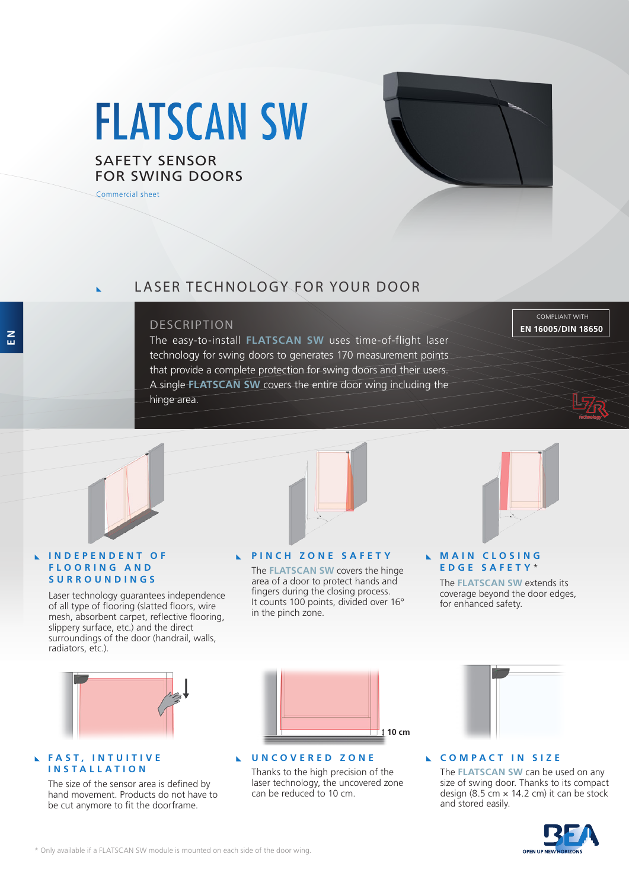# FLATSCAN SW

## SAFETY SENSOR FOR SWING DOORS

Commercial sheet

## LASER TECHNOLOGY FOR YOUR DOOR

### DESCRIPTION

COMPLIANT WITH **EN 16005/DIN 18650**

The easy-to-install **FLATSCAN SW** uses time-of-flight laser technology for swing doors to generates 170 measurement points that provide a complete protection for swing doors and their users. A single **FLATSCAN SW** covers the entire door wing including the hinge area.

### INDEPENDENT OF FLOORING AND SURROUNDINGS

Laser technology guarantees independence of all type of flooring (slatted floors, wire mesh, absorbent carpet, reflective flooring, slippery surface, etc.) and the direct surroundings of the door (handrail, walls, radiators, etc.).

### PINCH ZONE SAFETY

The **FLATSCAN SW** covers the hinge area of a door to protect hands and fingers during the closing process. It counts 100 points, divided over 16° in the pinch zone.

### MAIN CLOSING EDGE SAFETY*

The **FLATSCAN SW** extends its coverage beyond the door edges, for enhanced safety.

### FAST, INTUITIVE INSTALLATION

The size of the sensor area is defined by hand movement. Products do not have to be cut anymore to fit the doorframe.

### UNCOVERED ZONE

10 cm

Thanks to the high precision of the laser technology, the uncovered zone can be reduced to 10 cm.

### COMPACT IN SIZE

The **FLATSCAN SW** can be used on any size of swing door. Thanks to its compact design (8.5 cm × 14.2 cm) it can be stock and stored easily.

\* Only available if a FLATSCAN SW module is mounted on each side of the door wing.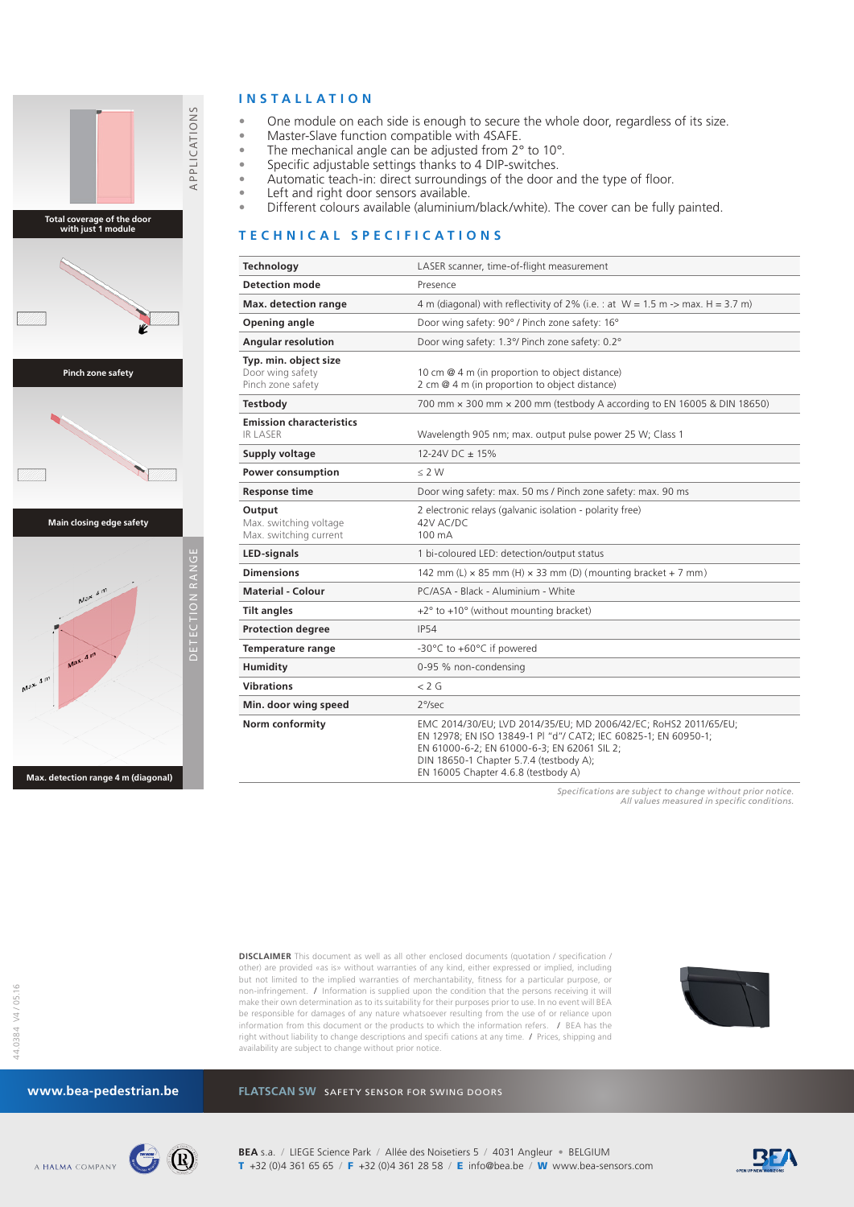APPLICATIONS

Total coverage of the door with just 1 module

Pinch zone safety

Main closing edge safety

DETECTION RANGE

Max. 4 m

Max. 4 m

Max. 1 m

Max. detection range 4 m (diagonal)

## INSTALLATION

- One module on each side is enough to secure the whole door, regardless of its size.
- Master-Slave function compatible with 4SAFE.
- The mechanical angle can be adjusted from 2° to 10°.
- Specific adjustable settings thanks to 4 DIP-switches.
- Automatic teach-in: direct surroundings of the door and the type of floor.
- Left and right door sensors available.
- Different colours available (aluminium/black/white). The cover can be fully painted.

## TECHNICAL SPECIFICATIONS

| | |
|---|---|
| **Technology** | LASER scanner, time-of-flight measurement |
| **Detection mode** | Presence |
| **Max. detection range** | 4 m (diagonal) with reflectivity of 2% (i.e. : at W = 1.5 m -> max. H = 3.7 m) |
| **Opening angle** | Door wing safety: 90° / Pinch zone safety: 16° |
| **Angular resolution** | Door wing safety: 1.3°/ Pinch zone safety: 0.2° |
| **Typ. min. object size**<br>Door wing safety<br>Pinch zone safety | <br>10 cm @ 4 m (in proportion to object distance)<br>2 cm @ 4 m (in proportion to object distance) |
| **Testbody** | 700 mm × 300 mm × 200 mm (testbody A according to EN 16005 & DIN 18650) |
| **Emission characteristics**<br>IR LASER | <br>Wavelength 905 nm; max. output pulse power 25 W; Class 1 |
| **Supply voltage** | 12-24V DC ± 15% |
| **Power consumption** | ≤ 2 W |
| **Response time** | Door wing safety: max. 50 ms / Pinch zone safety: max. 90 ms |
| **Output**<br>Max. switching voltage<br>Max. switching current | 2 electronic relays (galvanic isolation - polarity free)<br>42V AC/DC<br>100 mA |
| **LED-signals** | 1 bi-coloured LED: detection/output status |
| **Dimensions** | 142 mm (L) × 85 mm (H) × 33 mm (D) (mounting bracket + 7 mm) |
| **Material - Colour** | PC/ASA - Black - Aluminium - White |
| **Tilt angles** | +2° to +10° (without mounting bracket) |
| **Protection degree** | IP54 |
| **Temperature range** | -30°C to +60°C if powered |
| **Humidity** | 0-95 % non-condensing |
| **Vibrations** | < 2 G |
| **Min. door wing speed** | 2°/sec |
| **Norm conformity** | EMC 2014/30/EU; LVD 2014/35/EU; MD 2006/42/EC; RoHS2 2011/65/EU;<br>EN 12978; EN ISO 13849-1 Pl "d"/ CAT2; IEC 60825-1; EN 60950-1;<br>EN 61000-6-2; EN 61000-6-3; EN 62061 SIL 2;<br>DIN 18650-1 Chapter 5.7.4 (testbody A);<br>EN 16005 Chapter 4.6.8 (testbody A) |

*Specifications are subject to change without prior notice.*
*All values measured in specific conditions.*

**DISCLAIMER** This document as well as all other enclosed documents (quotation / specification / other) are provided «as is» without warranties of any kind, either expressed or implied, including but not limited to the implied warranties of merchantability, fitness for a particular purpose, or non-infringement. / Information is supplied upon the condition that the persons receiving it will make their own determination as to its suitability for their purposes prior to use. In no event will BEA be responsible for damages of any nature whatsoever resulting from the use of or reliance upon information from this document or the products to which the information refers. / BEA has the right without liability to change descriptions and specifi cations at any time. / Prices, shipping and availability are subject to change without prior notice.

44.0384 V4 / 05.16

**www.bea-pedestrian.be**

**FLATSCAN SW** SAFETY SENSOR FOR SWING DOORS

A HALMA COMPANY

**BEA** s.a. / LIEGE Science Park / Allée des Noisetiers 5 / 4031 Angleur • BELGIUM
**T** +32 (0)4 361 65 65 / **F** +32 (0)4 361 28 58 / **E** info@bea.be / **W** www.bea-sensors.com